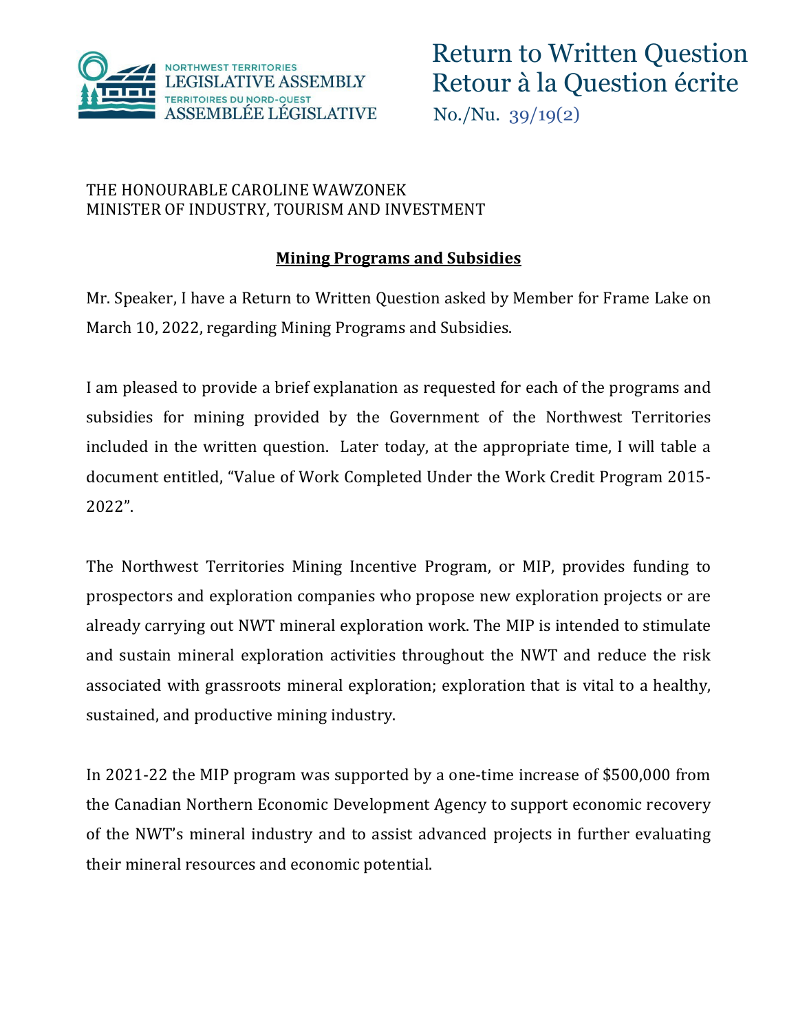# Return to Written Question
# Retour à la Question écrite

No./Nu. 39/19(2)

THE HONOURABLE CAROLINE WAWZONEK
MINISTER OF INDUSTRY, TOURISM AND INVESTMENT

## Mining Programs and Subsidies

Mr. Speaker, I have a Return to Written Question asked by Member for Frame Lake on March 10, 2022, regarding Mining Programs and Subsidies.

I am pleased to provide a brief explanation as requested for each of the programs and subsidies for mining provided by the Government of the Northwest Territories included in the written question. Later today, at the appropriate time, I will table a document entitled, "Value of Work Completed Under the Work Credit Program 2015-2022".

The Northwest Territories Mining Incentive Program, or MIP, provides funding to prospectors and exploration companies who propose new exploration projects or are already carrying out NWT mineral exploration work. The MIP is intended to stimulate and sustain mineral exploration activities throughout the NWT and reduce the risk associated with grassroots mineral exploration; exploration that is vital to a healthy, sustained, and productive mining industry.

In 2021-22 the MIP program was supported by a one-time increase of $500,000 from the Canadian Northern Economic Development Agency to support economic recovery of the NWT's mineral industry and to assist advanced projects in further evaluating their mineral resources and economic potential.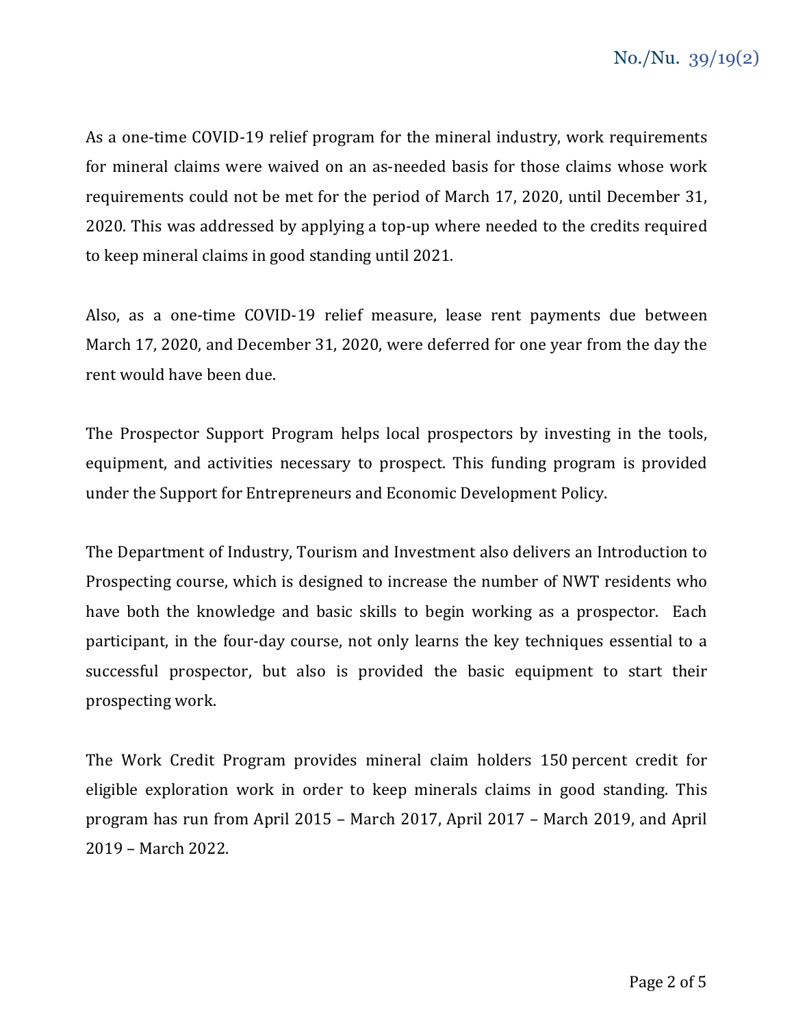As a one-time COVID-19 relief program for the mineral industry, work requirements for mineral claims were waived on an as-needed basis for those claims whose work requirements could not be met for the period of March 17, 2020, until December 31, 2020. This was addressed by applying a top-up where needed to the credits required to keep mineral claims in good standing until 2021.

Also, as a one-time COVID-19 relief measure, lease rent payments due between March 17, 2020, and December 31, 2020, were deferred for one year from the day the rent would have been due.

The Prospector Support Program helps local prospectors by investing in the tools, equipment, and activities necessary to prospect. This funding program is provided under the Support for Entrepreneurs and Economic Development Policy.

The Department of Industry, Tourism and Investment also delivers an Introduction to Prospecting course, which is designed to increase the number of NWT residents who have both the knowledge and basic skills to begin working as a prospector. Each participant, in the four-day course, not only learns the key techniques essential to a successful prospector, but also is provided the basic equipment to start their prospecting work.

The Work Credit Program provides mineral claim holders 150 percent credit for eligible exploration work in order to keep minerals claims in good standing. This program has run from April 2015 – March 2017, April 2017 – March 2019, and April 2019 – March 2022.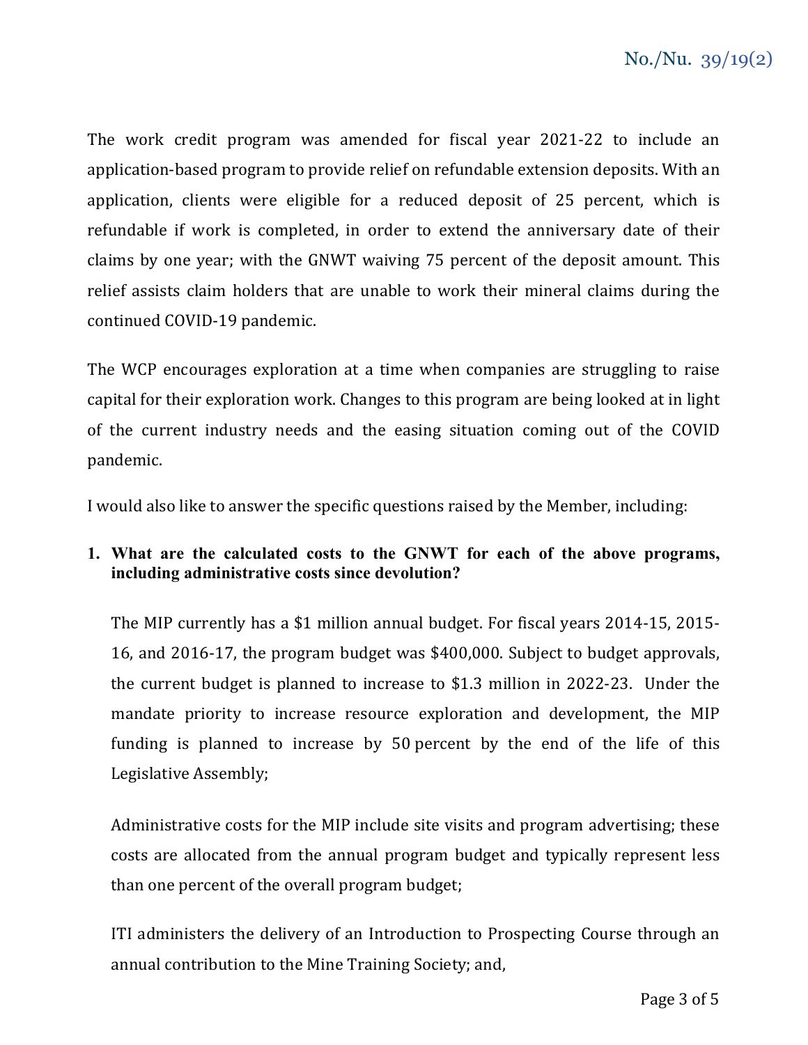The work credit program was amended for fiscal year 2021-22 to include an application-based program to provide relief on refundable extension deposits. With an application, clients were eligible for a reduced deposit of 25 percent, which is refundable if work is completed, in order to extend the anniversary date of their claims by one year; with the GNWT waiving 75 percent of the deposit amount. This relief assists claim holders that are unable to work their mineral claims during the continued COVID-19 pandemic.

The WCP encourages exploration at a time when companies are struggling to raise capital for their exploration work. Changes to this program are being looked at in light of the current industry needs and the easing situation coming out of the COVID pandemic.

I would also like to answer the specific questions raised by the Member, including:

1. **What are the calculated costs to the GNWT for each of the above programs, including administrative costs since devolution?**

   The MIP currently has a $1 million annual budget. For fiscal years 2014-15, 2015-16, and 2016-17, the program budget was $400,000. Subject to budget approvals, the current budget is planned to increase to $1.3 million in 2022-23. Under the mandate priority to increase resource exploration and development, the MIP funding is planned to increase by 50 percent by the end of the life of this Legislative Assembly;

   Administrative costs for the MIP include site visits and program advertising; these costs are allocated from the annual program budget and typically represent less than one percent of the overall program budget;

   ITI administers the delivery of an Introduction to Prospecting Course through an annual contribution to the Mine Training Society; and,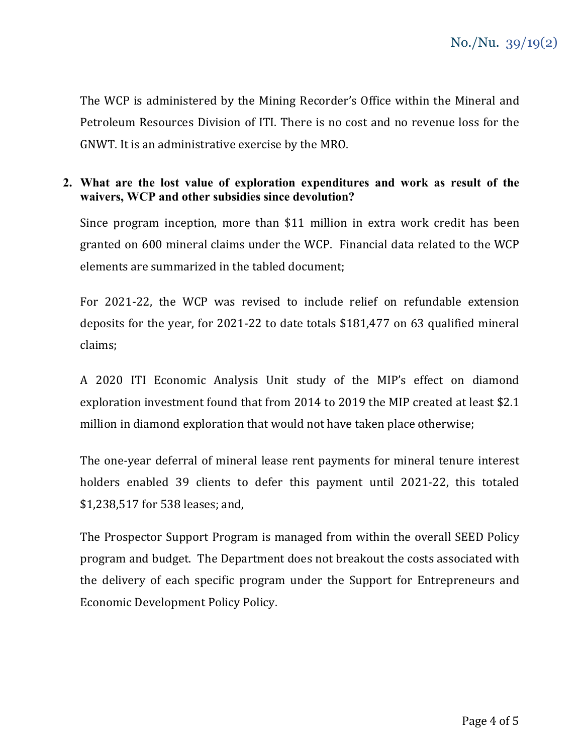The WCP is administered by the Mining Recorder's Office within the Mineral and Petroleum Resources Division of ITI. There is no cost and no revenue loss for the GNWT. It is an administrative exercise by the MRO.

**2. What are the lost value of exploration expenditures and work as result of the waivers, WCP and other subsidies since devolution?**

Since program inception, more than $11 million in extra work credit has been granted on 600 mineral claims under the WCP. Financial data related to the WCP elements are summarized in the tabled document;

For 2021-22, the WCP was revised to include relief on refundable extension deposits for the year, for 2021-22 to date totals $181,477 on 63 qualified mineral claims;

A 2020 ITI Economic Analysis Unit study of the MIP's effect on diamond exploration investment found that from 2014 to 2019 the MIP created at least $2.1 million in diamond exploration that would not have taken place otherwise;

The one-year deferral of mineral lease rent payments for mineral tenure interest holders enabled 39 clients to defer this payment until 2021-22, this totaled $1,238,517 for 538 leases; and,

The Prospector Support Program is managed from within the overall SEED Policy program and budget. The Department does not breakout the costs associated with the delivery of each specific program under the Support for Entrepreneurs and Economic Development Policy Policy.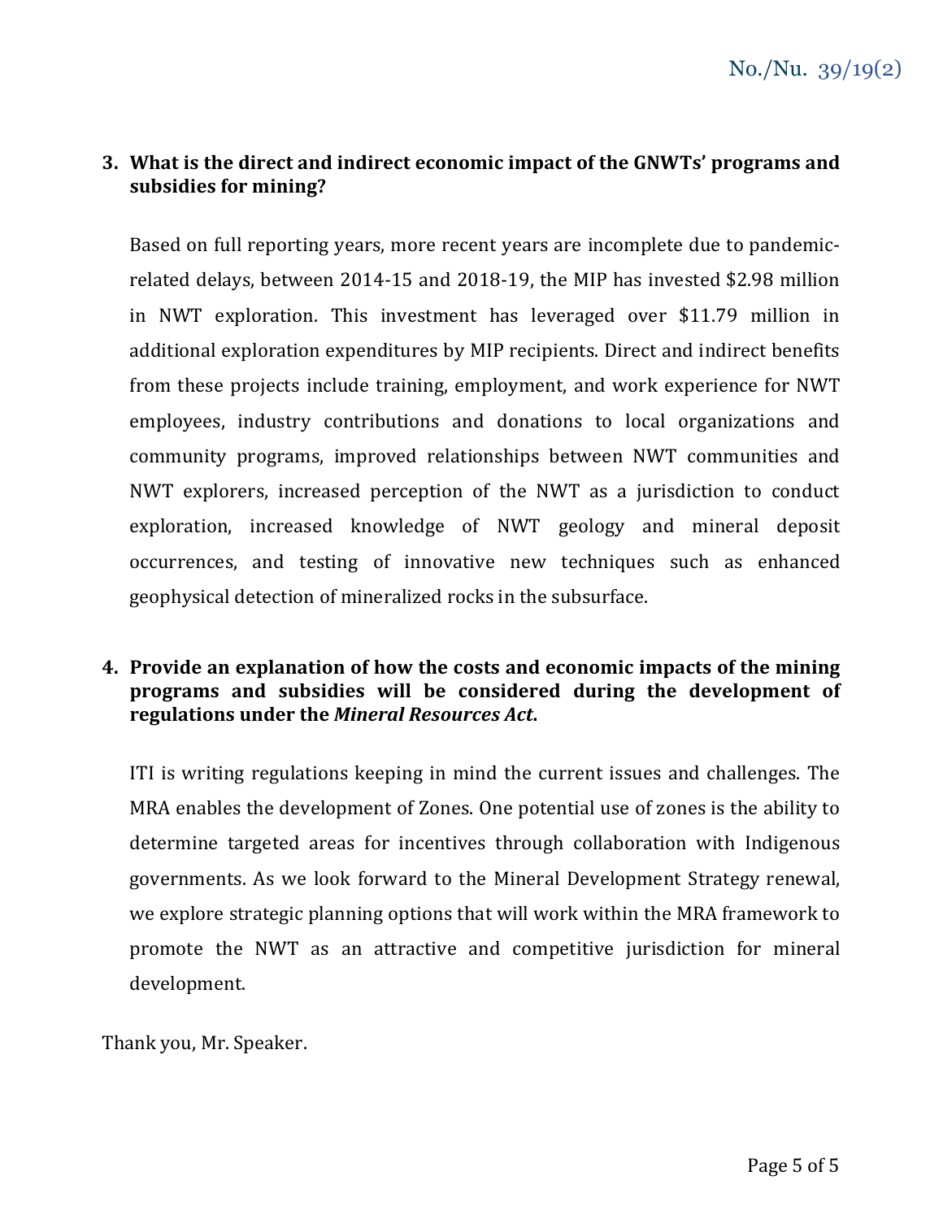3. **What is the direct and indirect economic impact of the GNWTs' programs and subsidies for mining?**

   Based on full reporting years, more recent years are incomplete due to pandemic-related delays, between 2014-15 and 2018-19, the MIP has invested $2.98 million in NWT exploration. This investment has leveraged over $11.79 million in additional exploration expenditures by MIP recipients. Direct and indirect benefits from these projects include training, employment, and work experience for NWT employees, industry contributions and donations to local organizations and community programs, improved relationships between NWT communities and NWT explorers, increased perception of the NWT as a jurisdiction to conduct exploration, increased knowledge of NWT geology and mineral deposit occurrences, and testing of innovative new techniques such as enhanced geophysical detection of mineralized rocks in the subsurface.

4. **Provide an explanation of how the costs and economic impacts of the mining programs and subsidies will be considered during the development of regulations under the *Mineral Resources Act*.**

   ITI is writing regulations keeping in mind the current issues and challenges. The MRA enables the development of Zones. One potential use of zones is the ability to determine targeted areas for incentives through collaboration with Indigenous governments. As we look forward to the Mineral Development Strategy renewal, we explore strategic planning options that will work within the MRA framework to promote the NWT as an attractive and competitive jurisdiction for mineral development.

Thank you, Mr. Speaker.